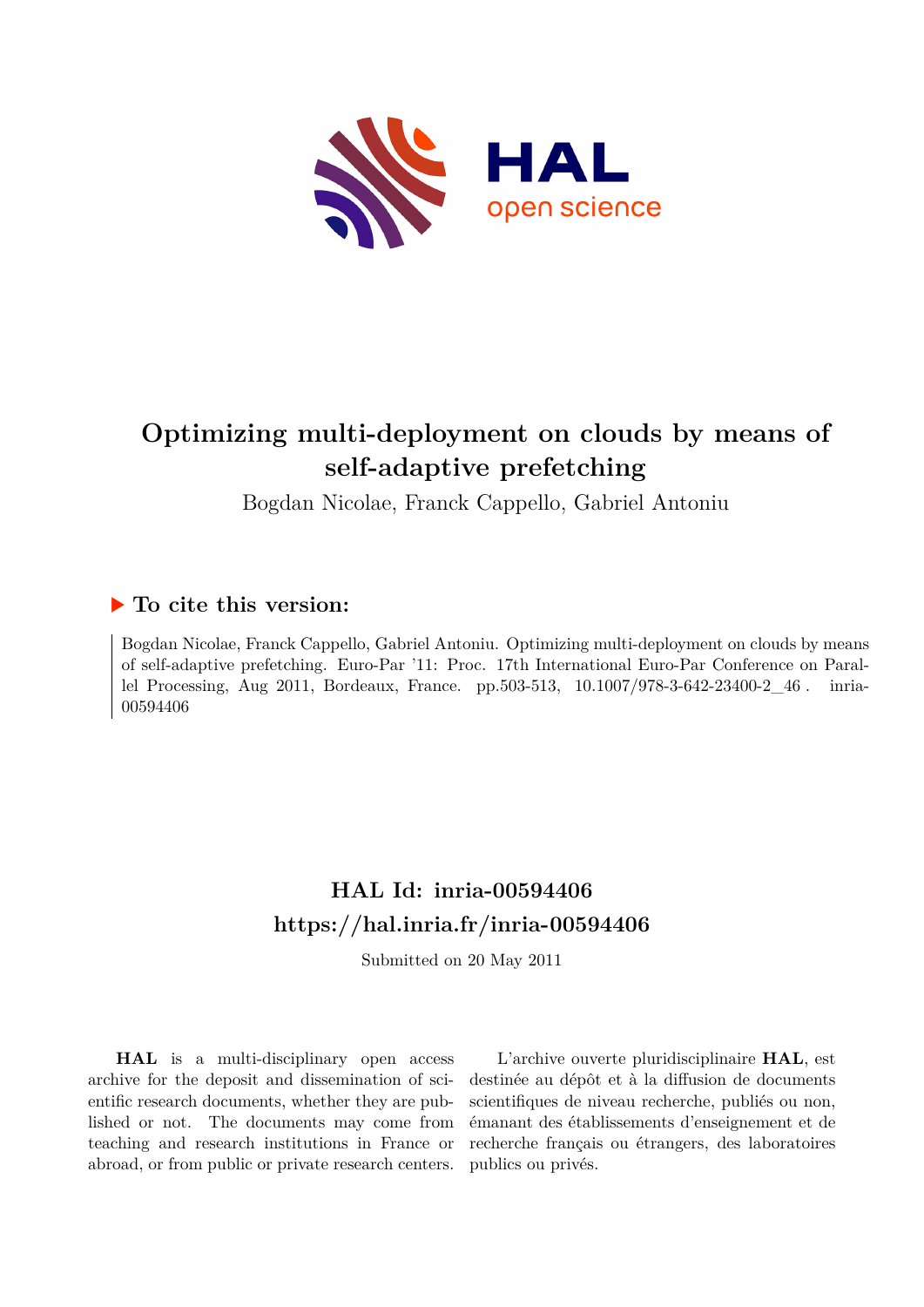# Optimizing multi-deployment on clouds by means of self-adaptive prefetching

Bogdan Nicolae, Franck Cappello, Gabriel Antoniu

## To cite this version:

Bogdan Nicolae, Franck Cappello, Gabriel Antoniu. Optimizing multi-deployment on clouds by means of self-adaptive prefetching. Euro-Par '11: Proc. 17th International Euro-Par Conference on Parallel Processing, Aug 2011, Bordeaux, France. pp.503-513, 10.1007/978-3-642-23400-2_46 . inria-00594406

## HAL Id: inria-00594406
## https://hal.inria.fr/inria-00594406

Submitted on 20 May 2011

**HAL** is a multi-disciplinary open access archive for the deposit and dissemination of scientific research documents, whether they are published or not. The documents may come from teaching and research institutions in France or abroad, or from public or private research centers.

L'archive ouverte pluridisciplinaire **HAL**, est destinée au dépôt et à la diffusion de documents scientifiques de niveau recherche, publiés ou non, émanant des établissements d'enseignement et de recherche français ou étrangers, des laboratoires publics ou privés.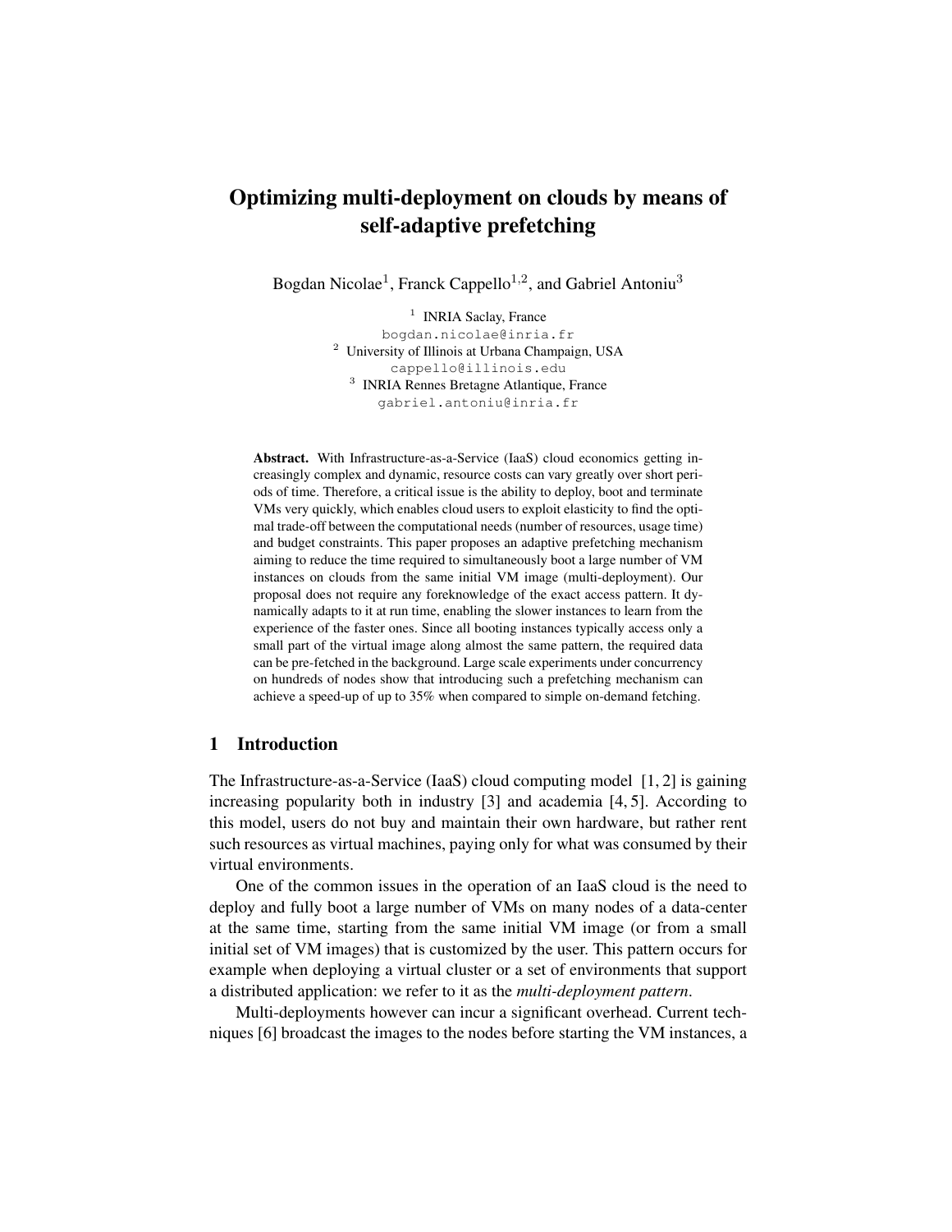# Optimizing multi-deployment on clouds by means of self-adaptive prefetching

Bogdan Nicolae[1], Franck Cappello[1,2], and Gabriel Antoniu[3]

[1] INRIA Saclay, France
bogdan.nicolae@inria.fr
[2] University of Illinois at Urbana Champaign, USA
cappello@illinois.edu
[3] INRIA Rennes Bretagne Atlantique, France
gabriel.antoniu@inria.fr

**Abstract.** With Infrastructure-as-a-Service (IaaS) cloud economics getting increasingly complex and dynamic, resource costs can vary greatly over short periods of time. Therefore, a critical issue is the ability to deploy, boot and terminate VMs very quickly, which enables cloud users to exploit elasticity to find the optimal trade-off between the computational needs (number of resources, usage time) and budget constraints. This paper proposes an adaptive prefetching mechanism aiming to reduce the time required to simultaneously boot a large number of VM instances on clouds from the same initial VM image (multi-deployment). Our proposal does not require any foreknowledge of the exact access pattern. It dynamically adapts to it at run time, enabling the slower instances to learn from the experience of the faster ones. Since all booting instances typically access only a small part of the virtual image along almost the same pattern, the required data can be pre-fetched in the background. Large scale experiments under concurrency on hundreds of nodes show that introducing such a prefetching mechanism can achieve a speed-up of up to 35% when compared to simple on-demand fetching.

## 1 Introduction

The Infrastructure-as-a-Service (IaaS) cloud computing model [1, 2] is gaining increasing popularity both in industry [3] and academia [4, 5]. According to this model, users do not buy and maintain their own hardware, but rather rent such resources as virtual machines, paying only for what was consumed by their virtual environments.

One of the common issues in the operation of an IaaS cloud is the need to deploy and fully boot a large number of VMs on many nodes of a data-center at the same time, starting from the same initial VM image (or from a small initial set of VM images) that is customized by the user. This pattern occurs for example when deploying a virtual cluster or a set of environments that support a distributed application: we refer to it as the *multi-deployment pattern*.

Multi-deployments however can incur a significant overhead. Current techniques [6] broadcast the images to the nodes before starting the VM instances, a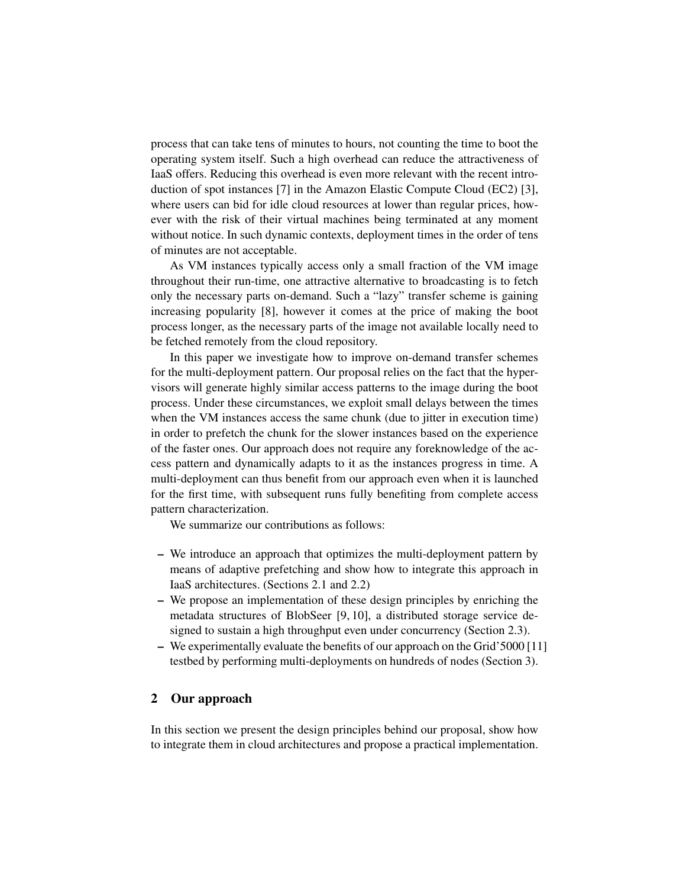process that can take tens of minutes to hours, not counting the time to boot the operating system itself. Such a high overhead can reduce the attractiveness of IaaS offers. Reducing this overhead is even more relevant with the recent introduction of spot instances [7] in the Amazon Elastic Compute Cloud (EC2) [3], where users can bid for idle cloud resources at lower than regular prices, however with the risk of their virtual machines being terminated at any moment without notice. In such dynamic contexts, deployment times in the order of tens of minutes are not acceptable.

As VM instances typically access only a small fraction of the VM image throughout their run-time, one attractive alternative to broadcasting is to fetch only the necessary parts on-demand. Such a "lazy" transfer scheme is gaining increasing popularity [8], however it comes at the price of making the boot process longer, as the necessary parts of the image not available locally need to be fetched remotely from the cloud repository.

In this paper we investigate how to improve on-demand transfer schemes for the multi-deployment pattern. Our proposal relies on the fact that the hypervisors will generate highly similar access patterns to the image during the boot process. Under these circumstances, we exploit small delays between the times when the VM instances access the same chunk (due to jitter in execution time) in order to prefetch the chunk for the slower instances based on the experience of the faster ones. Our approach does not require any foreknowledge of the access pattern and dynamically adapts to it as the instances progress in time. A multi-deployment can thus benefit from our approach even when it is launched for the first time, with subsequent runs fully benefiting from complete access pattern characterization.

We summarize our contributions as follows:

- We introduce an approach that optimizes the multi-deployment pattern by means of adaptive prefetching and show how to integrate this approach in IaaS architectures. (Sections 2.1 and 2.2)
- We propose an implementation of these design principles by enriching the metadata structures of BlobSeer [9, 10], a distributed storage service designed to sustain a high throughput even under concurrency (Section 2.3).
- We experimentally evaluate the benefits of our approach on the Grid'5000 [11] testbed by performing multi-deployments on hundreds of nodes (Section 3).

## 2 Our approach

In this section we present the design principles behind our proposal, show how to integrate them in cloud architectures and propose a practical implementation.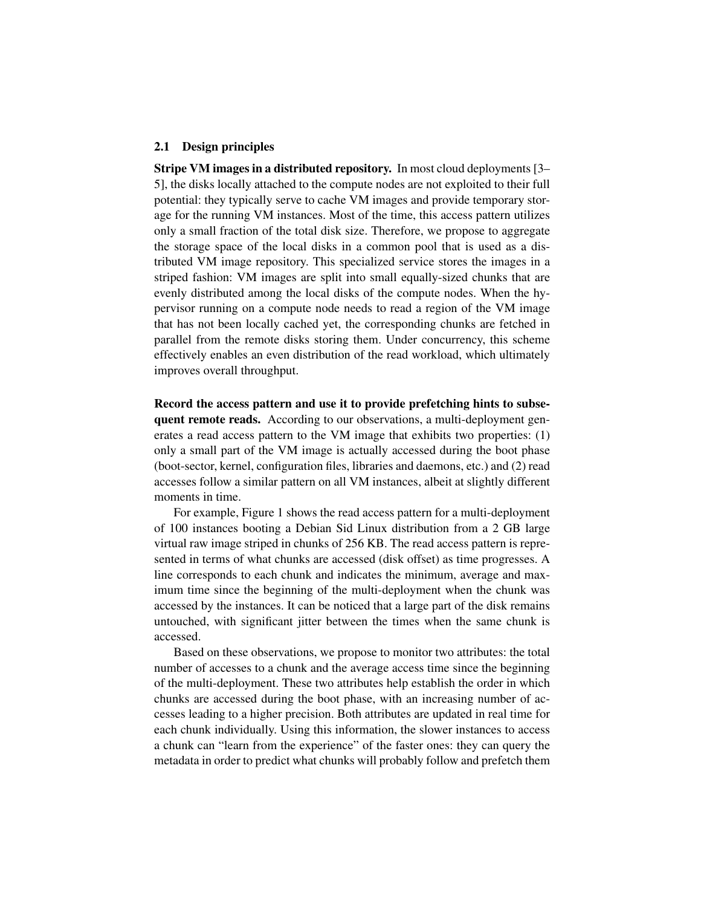### 2.1 Design principles

**Stripe VM images in a distributed repository.** In most cloud deployments [3–5], the disks locally attached to the compute nodes are not exploited to their full potential: they typically serve to cache VM images and provide temporary storage for the running VM instances. Most of the time, this access pattern utilizes only a small fraction of the total disk size. Therefore, we propose to aggregate the storage space of the local disks in a common pool that is used as a distributed VM image repository. This specialized service stores the images in a striped fashion: VM images are split into small equally-sized chunks that are evenly distributed among the local disks of the compute nodes. When the hypervisor running on a compute node needs to read a region of the VM image that has not been locally cached yet, the corresponding chunks are fetched in parallel from the remote disks storing them. Under concurrency, this scheme effectively enables an even distribution of the read workload, which ultimately improves overall throughput.

**Record the access pattern and use it to provide prefetching hints to subsequent remote reads.** According to our observations, a multi-deployment generates a read access pattern to the VM image that exhibits two properties: (1) only a small part of the VM image is actually accessed during the boot phase (boot-sector, kernel, configuration files, libraries and daemons, etc.) and (2) read accesses follow a similar pattern on all VM instances, albeit at slightly different moments in time.

For example, Figure 1 shows the read access pattern for a multi-deployment of 100 instances booting a Debian Sid Linux distribution from a 2 GB large virtual raw image striped in chunks of 256 KB. The read access pattern is represented in terms of what chunks are accessed (disk offset) as time progresses. A line corresponds to each chunk and indicates the minimum, average and maximum time since the beginning of the multi-deployment when the chunk was accessed by the instances. It can be noticed that a large part of the disk remains untouched, with significant jitter between the times when the same chunk is accessed.

Based on these observations, we propose to monitor two attributes: the total number of accesses to a chunk and the average access time since the beginning of the multi-deployment. These two attributes help establish the order in which chunks are accessed during the boot phase, with an increasing number of accesses leading to a higher precision. Both attributes are updated in real time for each chunk individually. Using this information, the slower instances to access a chunk can "learn from the experience" of the faster ones: they can query the metadata in order to predict what chunks will probably follow and prefetch them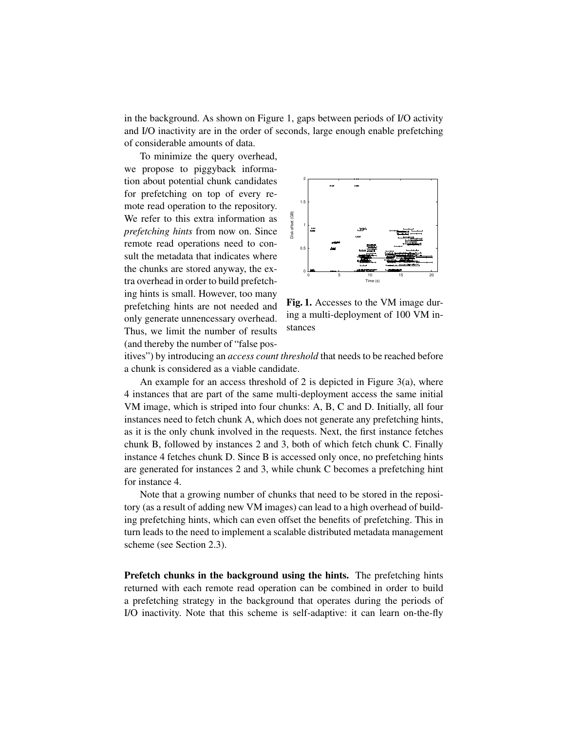in the background. As shown on Figure 1, gaps between periods of I/O activity and I/O inactivity are in the order of seconds, large enough enable prefetching of considerable amounts of data.

To minimize the query overhead, we propose to piggyback information about potential chunk candidates for prefetching on top of every remote read operation to the repository. We refer to this extra information as *prefetching hints* from now on. Since remote read operations need to consult the metadata that indicates where the chunks are stored anyway, the extra overhead in order to build prefetching hints is small. However, too many prefetching hints are not needed and only generate unnencessary overhead. Thus, we limit the number of results (and thereby the number of "false positives") by introducing an *access count threshold* that needs to be reached before a chunk is considered as a viable candidate.

**Fig. 1.** Accesses to the VM image during a multi-deployment of 100 VM instances

An example for an access threshold of 2 is depicted in Figure 3(a), where 4 instances that are part of the same multi-deployment access the same initial VM image, which is striped into four chunks: A, B, C and D. Initially, all four instances need to fetch chunk A, which does not generate any prefetching hints, as it is the only chunk involved in the requests. Next, the first instance fetches chunk B, followed by instances 2 and 3, both of which fetch chunk C. Finally instance 4 fetches chunk D. Since B is accessed only once, no prefetching hints are generated for instances 2 and 3, while chunk C becomes a prefetching hint for instance 4.

Note that a growing number of chunks that need to be stored in the repository (as a result of adding new VM images) can lead to a high overhead of building prefetching hints, which can even offset the benefits of prefetching. This in turn leads to the need to implement a scalable distributed metadata management scheme (see Section 2.3).

**Prefetch chunks in the background using the hints.** The prefetching hints returned with each remote read operation can be combined in order to build a prefetching strategy in the background that operates during the periods of I/O inactivity. Note that this scheme is self-adaptive: it can learn on-the-fly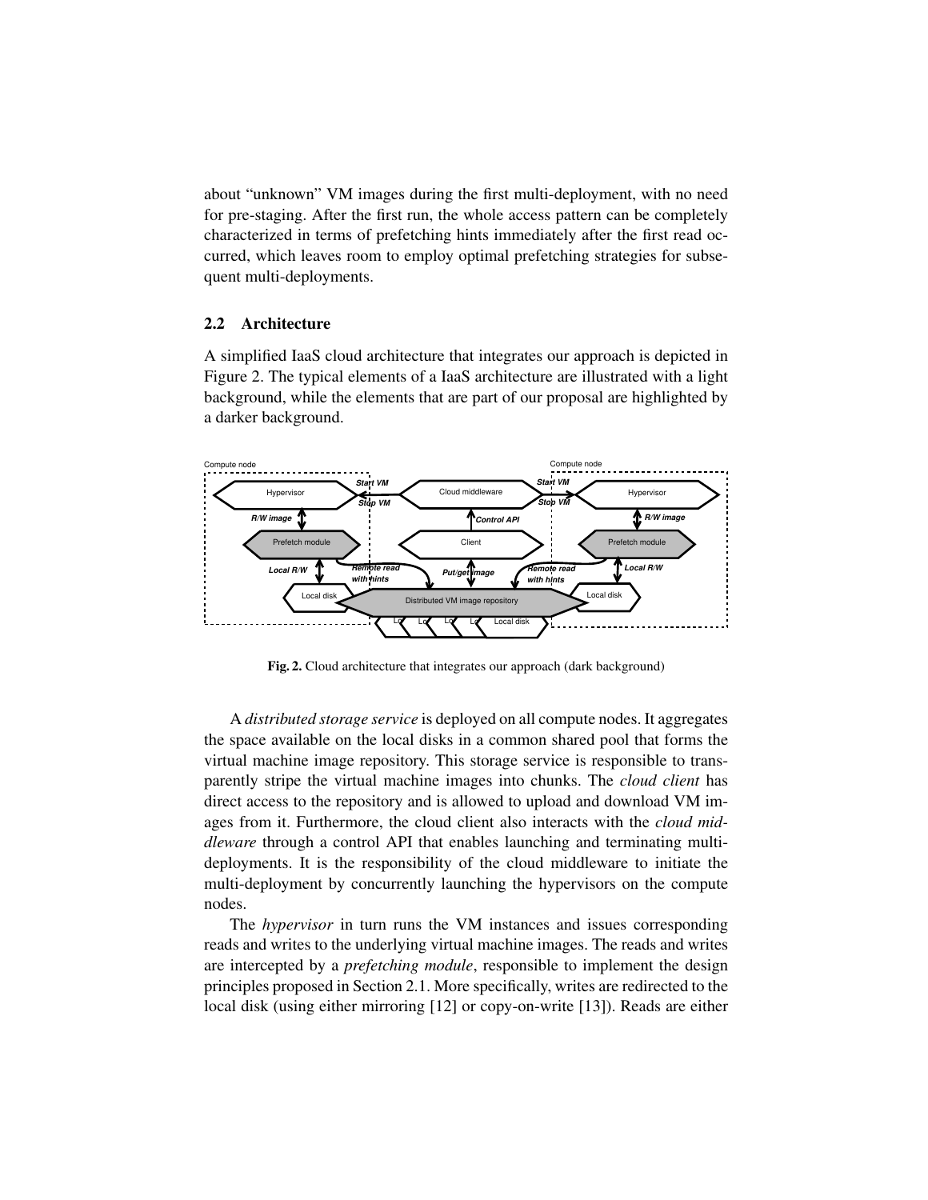about "unknown" VM images during the first multi-deployment, with no need for pre-staging. After the first run, the whole access pattern can be completely characterized in terms of prefetching hints immediately after the first read occurred, which leaves room to employ optimal prefetching strategies for subsequent multi-deployments.

### 2.2 Architecture

A simplified IaaS cloud architecture that integrates our approach is depicted in Figure 2. The typical elements of a IaaS architecture are illustrated with a light background, while the elements that are part of our proposal are highlighted by a darker background.

**Fig. 2.** Cloud architecture that integrates our approach (dark background)

A *distributed storage service* is deployed on all compute nodes. It aggregates the space available on the local disks in a common shared pool that forms the virtual machine image repository. This storage service is responsible to transparently stripe the virtual machine images into chunks. The *cloud client* has direct access to the repository and is allowed to upload and download VM images from it. Furthermore, the cloud client also interacts with the *cloud middleware* through a control API that enables launching and terminating multi-deployments. It is the responsibility of the cloud middleware to initiate the multi-deployment by concurrently launching the hypervisors on the compute nodes.

The *hypervisor* in turn runs the VM instances and issues corresponding reads and writes to the underlying virtual machine images. The reads and writes are intercepted by a *prefetching module*, responsible to implement the design principles proposed in Section 2.1. More specifically, writes are redirected to the local disk (using either mirroring [12] or copy-on-write [13]). Reads are either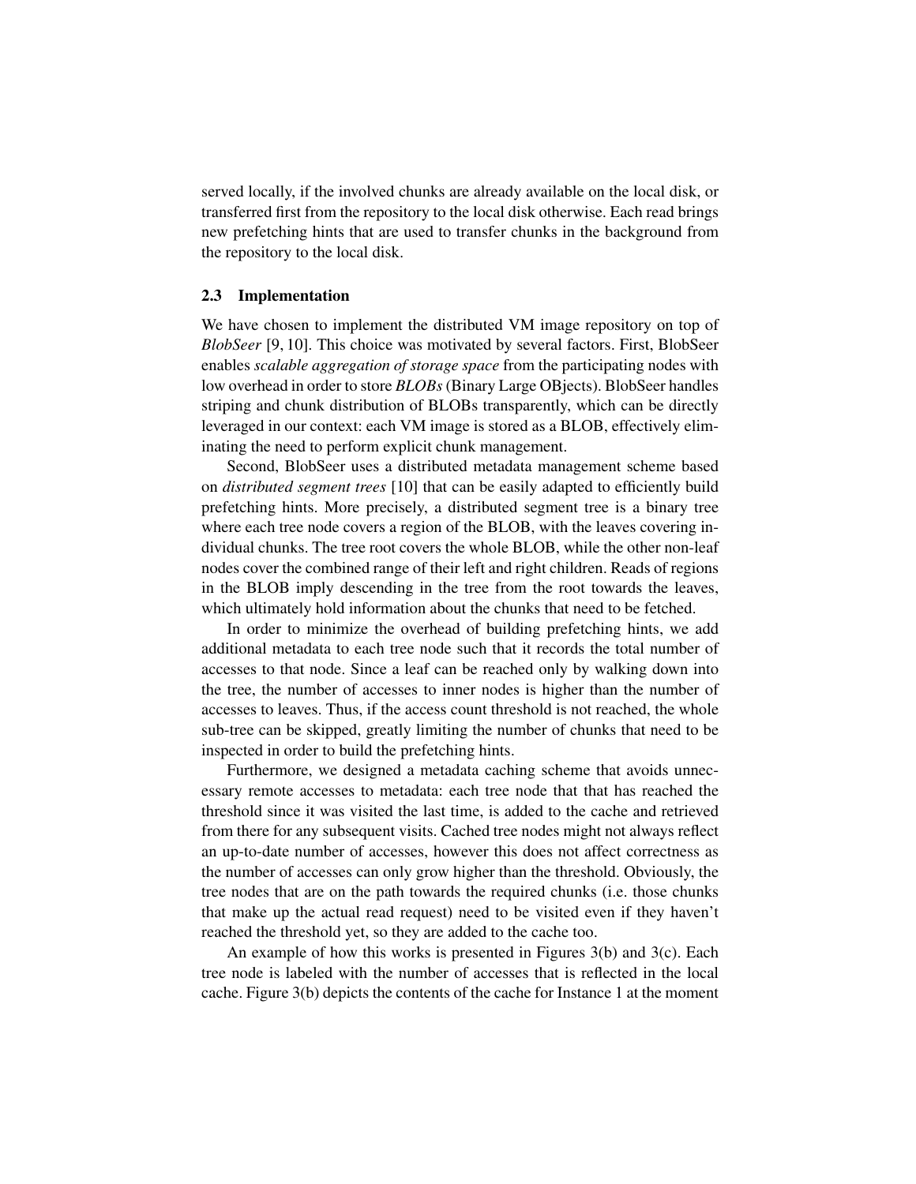served locally, if the involved chunks are already available on the local disk, or transferred first from the repository to the local disk otherwise. Each read brings new prefetching hints that are used to transfer chunks in the background from the repository to the local disk.

### 2.3 Implementation

We have chosen to implement the distributed VM image repository on top of *BlobSeer* [9, 10]. This choice was motivated by several factors. First, BlobSeer enables *scalable aggregation of storage space* from the participating nodes with low overhead in order to store *BLOBs* (Binary Large OBjects). BlobSeer handles striping and chunk distribution of BLOBs transparently, which can be directly leveraged in our context: each VM image is stored as a BLOB, effectively eliminating the need to perform explicit chunk management.

Second, BlobSeer uses a distributed metadata management scheme based on *distributed segment trees* [10] that can be easily adapted to efficiently build prefetching hints. More precisely, a distributed segment tree is a binary tree where each tree node covers a region of the BLOB, with the leaves covering individual chunks. The tree root covers the whole BLOB, while the other non-leaf nodes cover the combined range of their left and right children. Reads of regions in the BLOB imply descending in the tree from the root towards the leaves, which ultimately hold information about the chunks that need to be fetched.

In order to minimize the overhead of building prefetching hints, we add additional metadata to each tree node such that it records the total number of accesses to that node. Since a leaf can be reached only by walking down into the tree, the number of accesses to inner nodes is higher than the number of accesses to leaves. Thus, if the access count threshold is not reached, the whole sub-tree can be skipped, greatly limiting the number of chunks that need to be inspected in order to build the prefetching hints.

Furthermore, we designed a metadata caching scheme that avoids unnecessary remote accesses to metadata: each tree node that that has reached the threshold since it was visited the last time, is added to the cache and retrieved from there for any subsequent visits. Cached tree nodes might not always reflect an up-to-date number of accesses, however this does not affect correctness as the number of accesses can only grow higher than the threshold. Obviously, the tree nodes that are on the path towards the required chunks (i.e. those chunks that make up the actual read request) need to be visited even if they haven't reached the threshold yet, so they are added to the cache too.

An example of how this works is presented in Figures 3(b) and 3(c). Each tree node is labeled with the number of accesses that is reflected in the local cache. Figure 3(b) depicts the contents of the cache for Instance 1 at the moment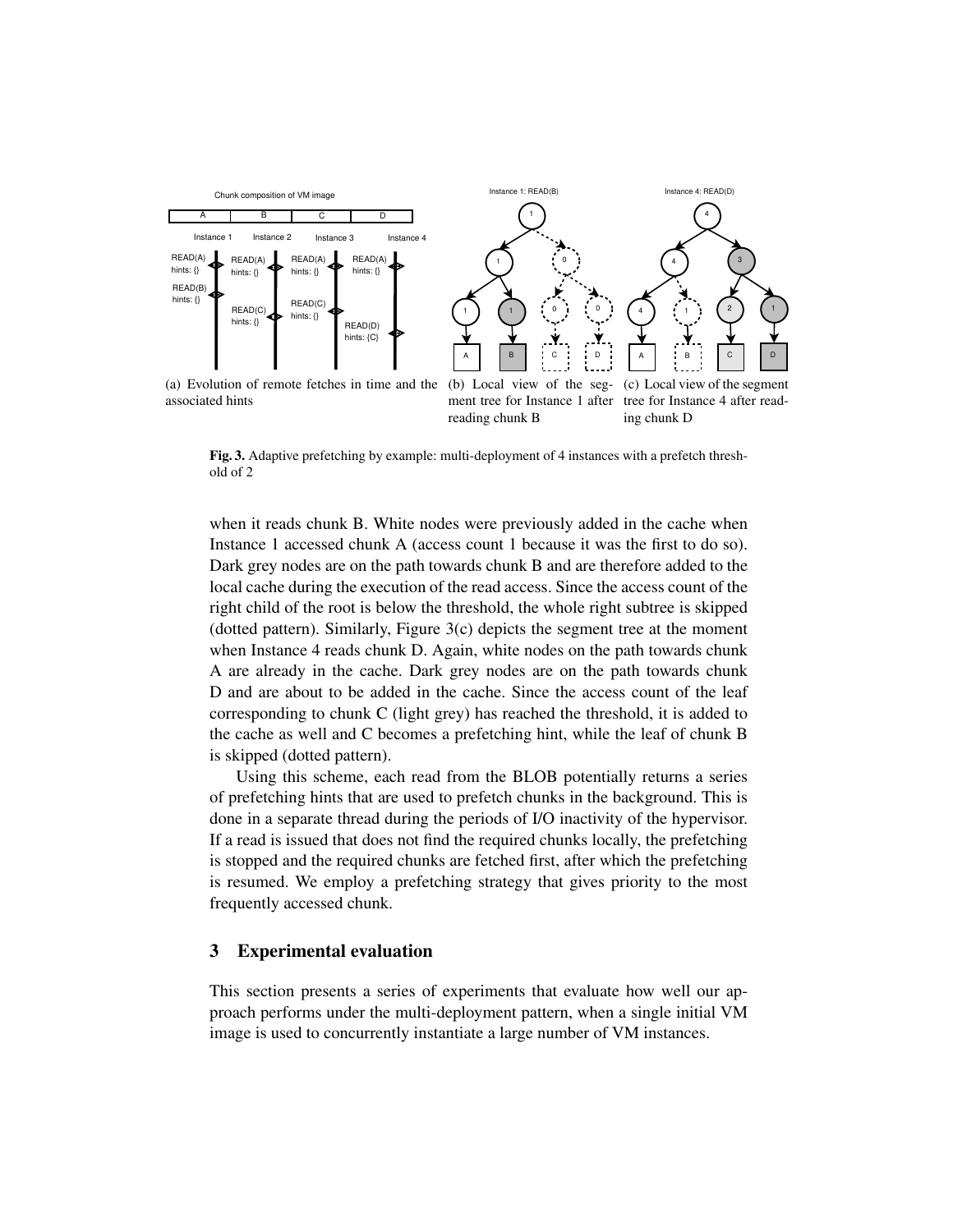Chunk composition of VM image

A B C D

Instance 1 Instance 2 Instance 3 Instance 4

READ(A) hints: {}

READ(B) hints: {}

READ(A) hints: {}

READ(C) hints: {}

READ(A) hints: {}

READ(C) hints: {}

READ(A) hints: {}

READ(D) hints: {C}

(a) Evolution of remote fetches in time and the associated hints

Instance 1: READ(B)

(b) Local view of the segment tree for Instance 1 after reading chunk B

Instance 4: READ(D)

(c) Local view of the segment tree for Instance 4 after reading chunk D

**Fig. 3.** Adaptive prefetching by example: multi-deployment of 4 instances with a prefetch threshold of 2

when it reads chunk B. White nodes were previously added in the cache when Instance 1 accessed chunk A (access count 1 because it was the first to do so). Dark grey nodes are on the path towards chunk B and are therefore added to the local cache during the execution of the read access. Since the access count of the right child of the root is below the threshold, the whole right subtree is skipped (dotted pattern). Similarly, Figure 3(c) depicts the segment tree at the moment when Instance 4 reads chunk D. Again, white nodes on the path towards chunk A are already in the cache. Dark grey nodes are on the path towards chunk D and are about to be added in the cache. Since the access count of the leaf corresponding to chunk C (light grey) has reached the threshold, it is added to the cache as well and C becomes a prefetching hint, while the leaf of chunk B is skipped (dotted pattern).

Using this scheme, each read from the BLOB potentially returns a series of prefetching hints that are used to prefetch chunks in the background. This is done in a separate thread during the periods of I/O inactivity of the hypervisor. If a read is issued that does not find the required chunks locally, the prefetching is stopped and the required chunks are fetched first, after which the prefetching is resumed. We employ a prefetching strategy that gives priority to the most frequently accessed chunk.

## 3 Experimental evaluation

This section presents a series of experiments that evaluate how well our approach performs under the multi-deployment pattern, when a single initial VM image is used to concurrently instantiate a large number of VM instances.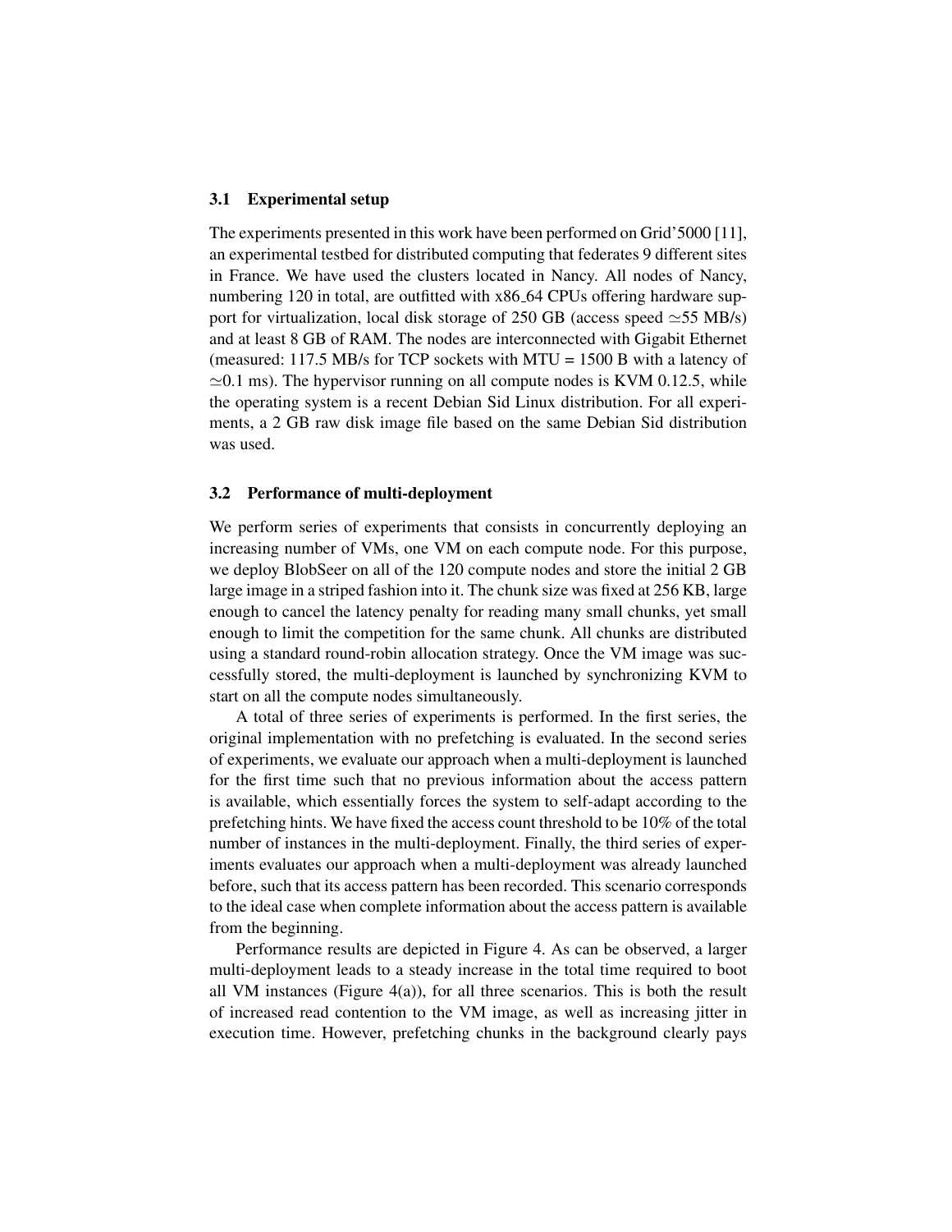### 3.1 Experimental setup

The experiments presented in this work have been performed on Grid'5000 [11], an experimental testbed for distributed computing that federates 9 different sites in France. We have used the clusters located in Nancy. All nodes of Nancy, numbering 120 in total, are outfitted with x86_64 CPUs offering hardware support for virtualization, local disk storage of 250 GB (access speed $\simeq$55 MB/s) and at least 8 GB of RAM. The nodes are interconnected with Gigabit Ethernet (measured: 117.5 MB/s for TCP sockets with MTU = 1500 B with a latency of $\simeq$0.1 ms). The hypervisor running on all compute nodes is KVM 0.12.5, while the operating system is a recent Debian Sid Linux distribution. For all experiments, a 2 GB raw disk image file based on the same Debian Sid distribution was used.

### 3.2 Performance of multi-deployment

We perform series of experiments that consists in concurrently deploying an increasing number of VMs, one VM on each compute node. For this purpose, we deploy BlobSeer on all of the 120 compute nodes and store the initial 2 GB large image in a striped fashion into it. The chunk size was fixed at 256 KB, large enough to cancel the latency penalty for reading many small chunks, yet small enough to limit the competition for the same chunk. All chunks are distributed using a standard round-robin allocation strategy. Once the VM image was successfully stored, the multi-deployment is launched by synchronizing KVM to start on all the compute nodes simultaneously.

A total of three series of experiments is performed. In the first series, the original implementation with no prefetching is evaluated. In the second series of experiments, we evaluate our approach when a multi-deployment is launched for the first time such that no previous information about the access pattern is available, which essentially forces the system to self-adapt according to the prefetching hints. We have fixed the access count threshold to be 10% of the total number of instances in the multi-deployment. Finally, the third series of experiments evaluates our approach when a multi-deployment was already launched before, such that its access pattern has been recorded. This scenario corresponds to the ideal case when complete information about the access pattern is available from the beginning.

Performance results are depicted in Figure 4. As can be observed, a larger multi-deployment leads to a steady increase in the total time required to boot all VM instances (Figure 4(a)), for all three scenarios. This is both the result of increased read contention to the VM image, as well as increasing jitter in execution time. However, prefetching chunks in the background clearly pays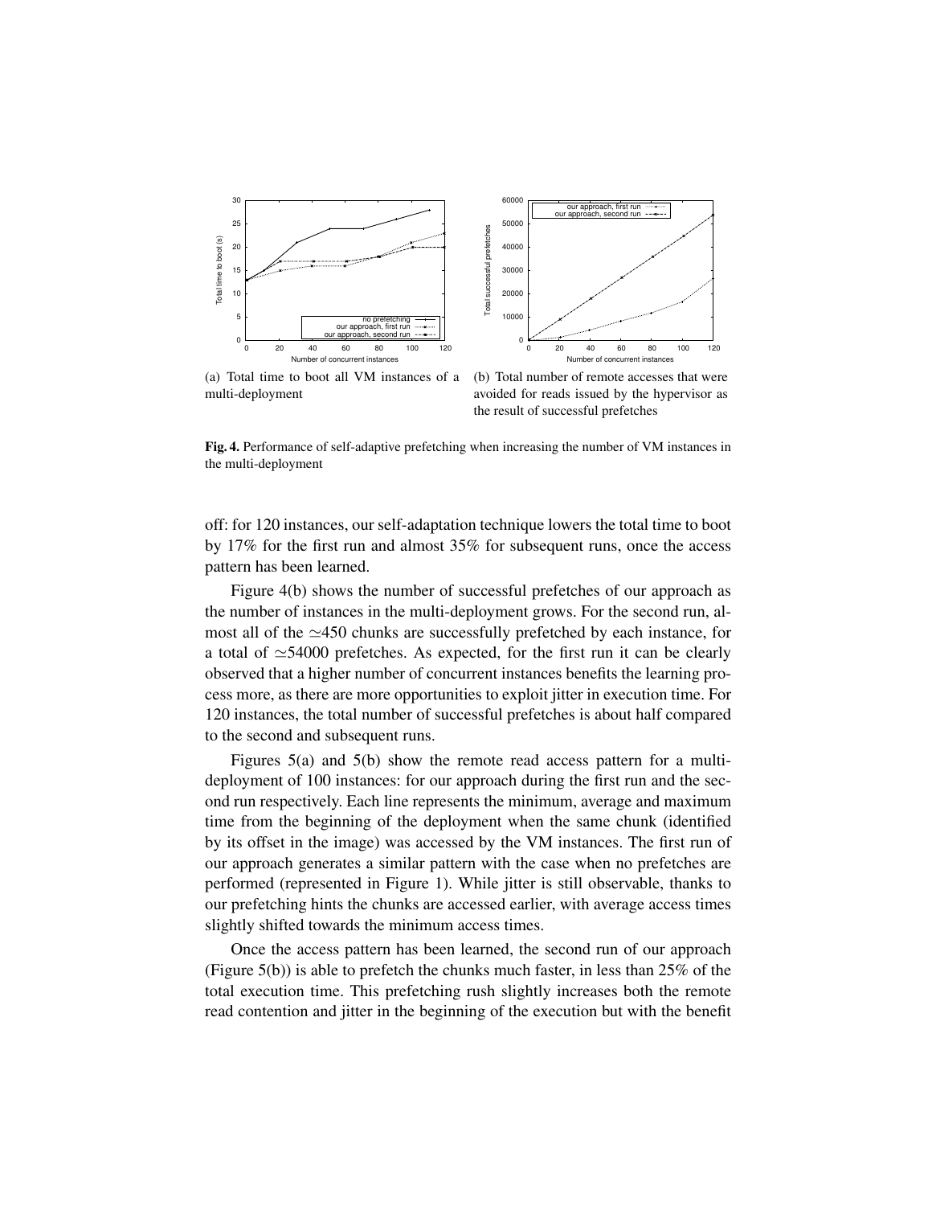(a) Total time to boot all VM instances of a multi-deployment

(b) Total number of remote accesses that were avoided for reads issued by the hypervisor as the result of successful prefetches

**Fig. 4.** Performance of self-adaptive prefetching when increasing the number of VM instances in the multi-deployment

off: for 120 instances, our self-adaptation technique lowers the total time to boot by 17% for the first run and almost 35% for subsequent runs, once the access pattern has been learned.

Figure 4(b) shows the number of successful prefetches of our approach as the number of instances in the multi-deployment grows. For the second run, almost all of the $\simeq$450 chunks are successfully prefetched by each instance, for a total of $\simeq$54000 prefetches. As expected, for the first run it can be clearly observed that a higher number of concurrent instances benefits the learning process more, as there are more opportunities to exploit jitter in execution time. For 120 instances, the total number of successful prefetches is about half compared to the second and subsequent runs.

Figures 5(a) and 5(b) show the remote read access pattern for a multi-deployment of 100 instances: for our approach during the first run and the second run respectively. Each line represents the minimum, average and maximum time from the beginning of the deployment when the same chunk (identified by its offset in the image) was accessed by the VM instances. The first run of our approach generates a similar pattern with the case when no prefetches are performed (represented in Figure 1). While jitter is still observable, thanks to our prefetching hints the chunks are accessed earlier, with average access times slightly shifted towards the minimum access times.

Once the access pattern has been learned, the second run of our approach (Figure 5(b)) is able to prefetch the chunks much faster, in less than 25% of the total execution time. This prefetching rush slightly increases both the remote read contention and jitter in the beginning of the execution but with the benefit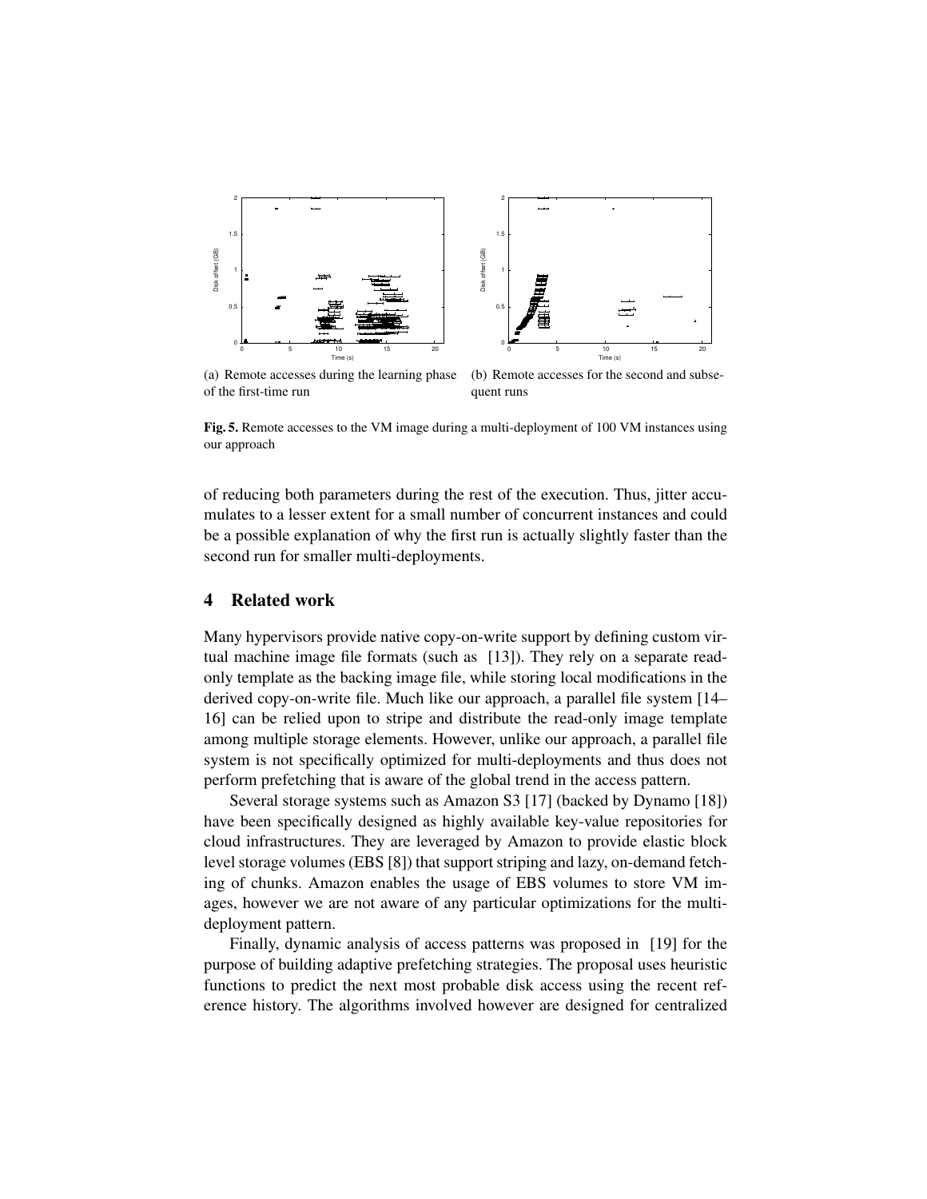(a) Remote accesses during the learning phase of the first-time run

(b) Remote accesses for the second and subsequent runs

**Fig. 5.** Remote accesses to the VM image during a multi-deployment of 100 VM instances using our approach

of reducing both parameters during the rest of the execution. Thus, jitter accumulates to a lesser extent for a small number of concurrent instances and could be a possible explanation of why the first run is actually slightly faster than the second run for smaller multi-deployments.

## 4 Related work

Many hypervisors provide native copy-on-write support by defining custom virtual machine image file formats (such as [13]). They rely on a separate read-only template as the backing image file, while storing local modifications in the derived copy-on-write file. Much like our approach, a parallel file system [14–16] can be relied upon to stripe and distribute the read-only image template among multiple storage elements. However, unlike our approach, a parallel file system is not specifically optimized for multi-deployments and thus does not perform prefetching that is aware of the global trend in the access pattern.

Several storage systems such as Amazon S3 [17] (backed by Dynamo [18]) have been specifically designed as highly available key-value repositories for cloud infrastructures. They are leveraged by Amazon to provide elastic block level storage volumes (EBS [8]) that support striping and lazy, on-demand fetching of chunks. Amazon enables the usage of EBS volumes to store VM images, however we are not aware of any particular optimizations for the multi-deployment pattern.

Finally, dynamic analysis of access patterns was proposed in [19] for the purpose of building adaptive prefetching strategies. The proposal uses heuristic functions to predict the next most probable disk access using the recent reference history. The algorithms involved however are designed for centralized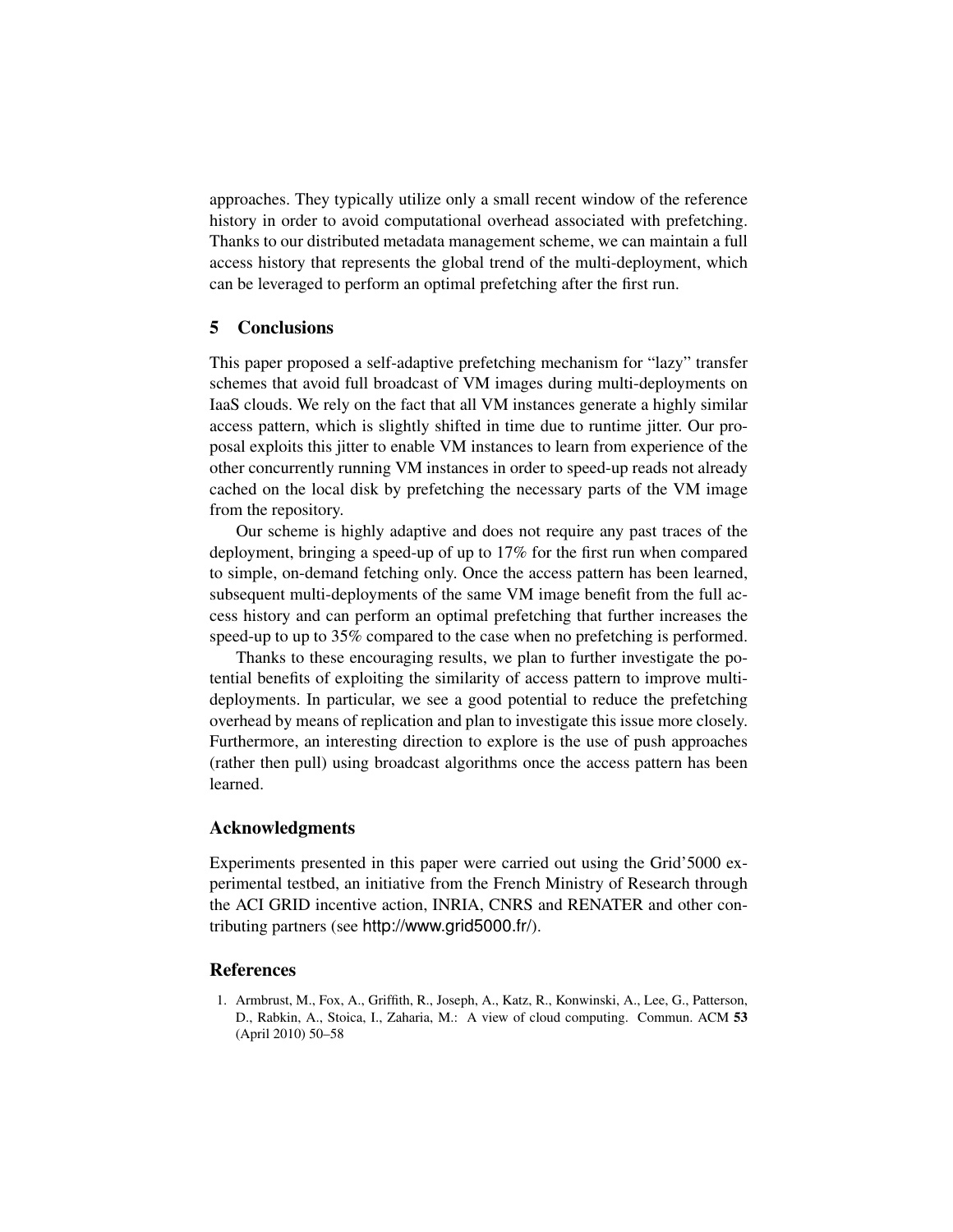approaches. They typically utilize only a small recent window of the reference history in order to avoid computational overhead associated with prefetching. Thanks to our distributed metadata management scheme, we can maintain a full access history that represents the global trend of the multi-deployment, which can be leveraged to perform an optimal prefetching after the first run.

## 5 Conclusions

This paper proposed a self-adaptive prefetching mechanism for "lazy" transfer schemes that avoid full broadcast of VM images during multi-deployments on IaaS clouds. We rely on the fact that all VM instances generate a highly similar access pattern, which is slightly shifted in time due to runtime jitter. Our proposal exploits this jitter to enable VM instances to learn from experience of the other concurrently running VM instances in order to speed-up reads not already cached on the local disk by prefetching the necessary parts of the VM image from the repository.

Our scheme is highly adaptive and does not require any past traces of the deployment, bringing a speed-up of up to 17% for the first run when compared to simple, on-demand fetching only. Once the access pattern has been learned, subsequent multi-deployments of the same VM image benefit from the full access history and can perform an optimal prefetching that further increases the speed-up to up to 35% compared to the case when no prefetching is performed.

Thanks to these encouraging results, we plan to further investigate the potential benefits of exploiting the similarity of access pattern to improve multi-deployments. In particular, we see a good potential to reduce the prefetching overhead by means of replication and plan to investigate this issue more closely. Furthermore, an interesting direction to explore is the use of push approaches (rather then pull) using broadcast algorithms once the access pattern has been learned.

## Acknowledgments

Experiments presented in this paper were carried out using the Grid'5000 experimental testbed, an initiative from the French Ministry of Research through the ACI GRID incentive action, INRIA, CNRS and RENATER and other contributing partners (see http://www.grid5000.fr/).

## References

1. Armbrust, M., Fox, A., Griffith, R., Joseph, A., Katz, R., Konwinski, A., Lee, G., Patterson, D., Rabkin, A., Stoica, I., Zaharia, M.: A view of cloud computing. Commun. ACM **53** (April 2010) 50–58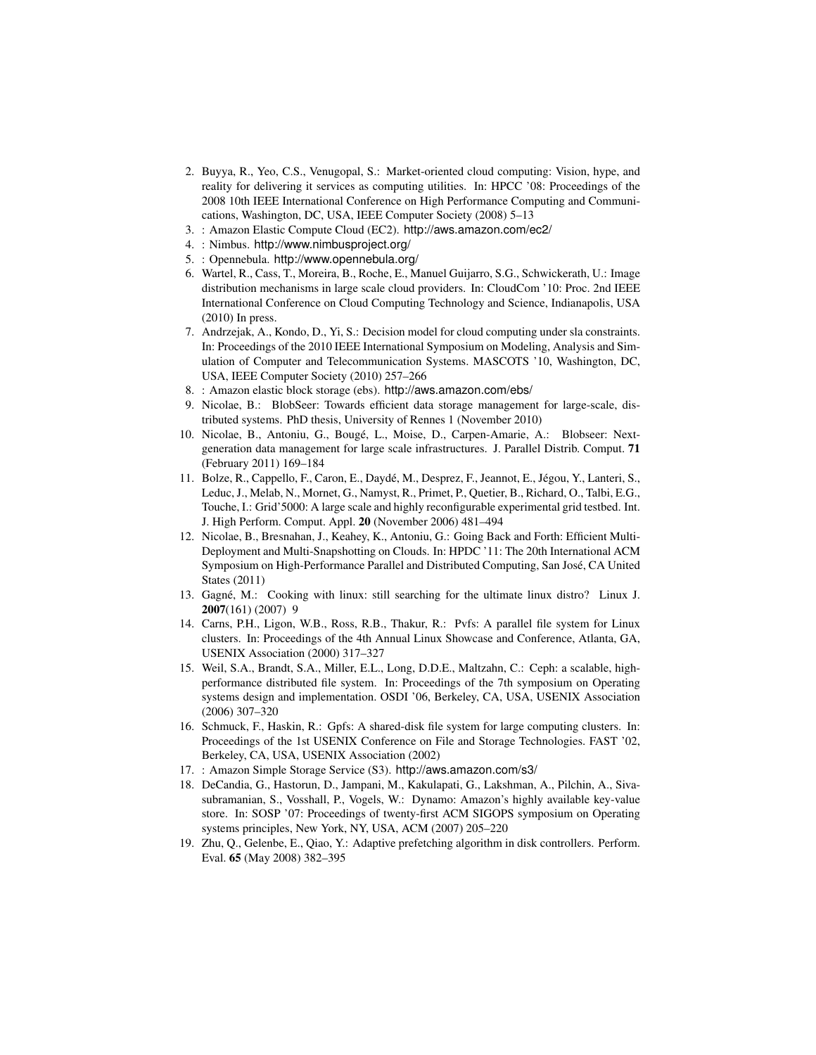2. Buyya, R., Yeo, C.S., Venugopal, S.: Market-oriented cloud computing: Vision, hype, and reality for delivering it services as computing utilities. In: HPCC '08: Proceedings of the 2008 10th IEEE International Conference on High Performance Computing and Communications, Washington, DC, USA, IEEE Computer Society (2008) 5–13
3. : Amazon Elastic Compute Cloud (EC2). http://aws.amazon.com/ec2/
4. : Nimbus. http://www.nimbusproject.org/
5. : Opennebula. http://www.opennebula.org/
6. Wartel, R., Cass, T., Moreira, B., Roche, E., Manuel Guijarro, S.G., Schwickerath, U.: Image distribution mechanisms in large scale cloud providers. In: CloudCom '10: Proc. 2nd IEEE International Conference on Cloud Computing Technology and Science, Indianapolis, USA (2010) In press.
7. Andrzejak, A., Kondo, D., Yi, S.: Decision model for cloud computing under sla constraints. In: Proceedings of the 2010 IEEE International Symposium on Modeling, Analysis and Simulation of Computer and Telecommunication Systems. MASCOTS '10, Washington, DC, USA, IEEE Computer Society (2010) 257–266
8. : Amazon elastic block storage (ebs). http://aws.amazon.com/ebs/
9. Nicolae, B.: BlobSeer: Towards efficient data storage management for large-scale, distributed systems. PhD thesis, University of Rennes 1 (November 2010)
10. Nicolae, B., Antoniu, G., Bougé, L., Moise, D., Carpen-Amarie, A.: Blobseer: Next-generation data management for large scale infrastructures. J. Parallel Distrib. Comput. **71** (February 2011) 169–184
11. Bolze, R., Cappello, F., Caron, E., Daydé, M., Desprez, F., Jeannot, E., Jégou, Y., Lanteri, S., Leduc, J., Melab, N., Mornet, G., Namyst, R., Primet, P., Quetier, B., Richard, O., Talbi, E.G., Touche, I.: Grid'5000: A large scale and highly reconfigurable experimental grid testbed. Int. J. High Perform. Comput. Appl. **20** (November 2006) 481–494
12. Nicolae, B., Bresnahan, J., Keahey, K., Antoniu, G.: Going Back and Forth: Efficient Multi-Deployment and Multi-Snapshotting on Clouds. In: HPDC '11: The 20th International ACM Symposium on High-Performance Parallel and Distributed Computing, San José, CA United States (2011)
13. Gagné, M.: Cooking with linux: still searching for the ultimate linux distro? Linux J. **2007**(161) (2007) 9
14. Carns, P.H., Ligon, W.B., Ross, R.B., Thakur, R.: Pvfs: A parallel file system for Linux clusters. In: Proceedings of the 4th Annual Linux Showcase and Conference, Atlanta, GA, USENIX Association (2000) 317–327
15. Weil, S.A., Brandt, S.A., Miller, E.L., Long, D.D.E., Maltzahn, C.: Ceph: a scalable, high-performance distributed file system. In: Proceedings of the 7th symposium on Operating systems design and implementation. OSDI '06, Berkeley, CA, USA, USENIX Association (2006) 307–320
16. Schmuck, F., Haskin, R.: Gpfs: A shared-disk file system for large computing clusters. In: Proceedings of the 1st USENIX Conference on File and Storage Technologies. FAST '02, Berkeley, CA, USA, USENIX Association (2002)
17. : Amazon Simple Storage Service (S3). http://aws.amazon.com/s3/
18. DeCandia, G., Hastorun, D., Jampani, M., Kakulapati, G., Lakshman, A., Pilchin, A., Sivasubramanian, S., Vosshall, P., Vogels, W.: Dynamo: Amazon's highly available key-value store. In: SOSP '07: Proceedings of twenty-first ACM SIGOPS symposium on Operating systems principles, New York, NY, USA, ACM (2007) 205–220
19. Zhu, Q., Gelenbe, E., Qiao, Y.: Adaptive prefetching algorithm in disk controllers. Perform. Eval. **65** (May 2008) 382–395